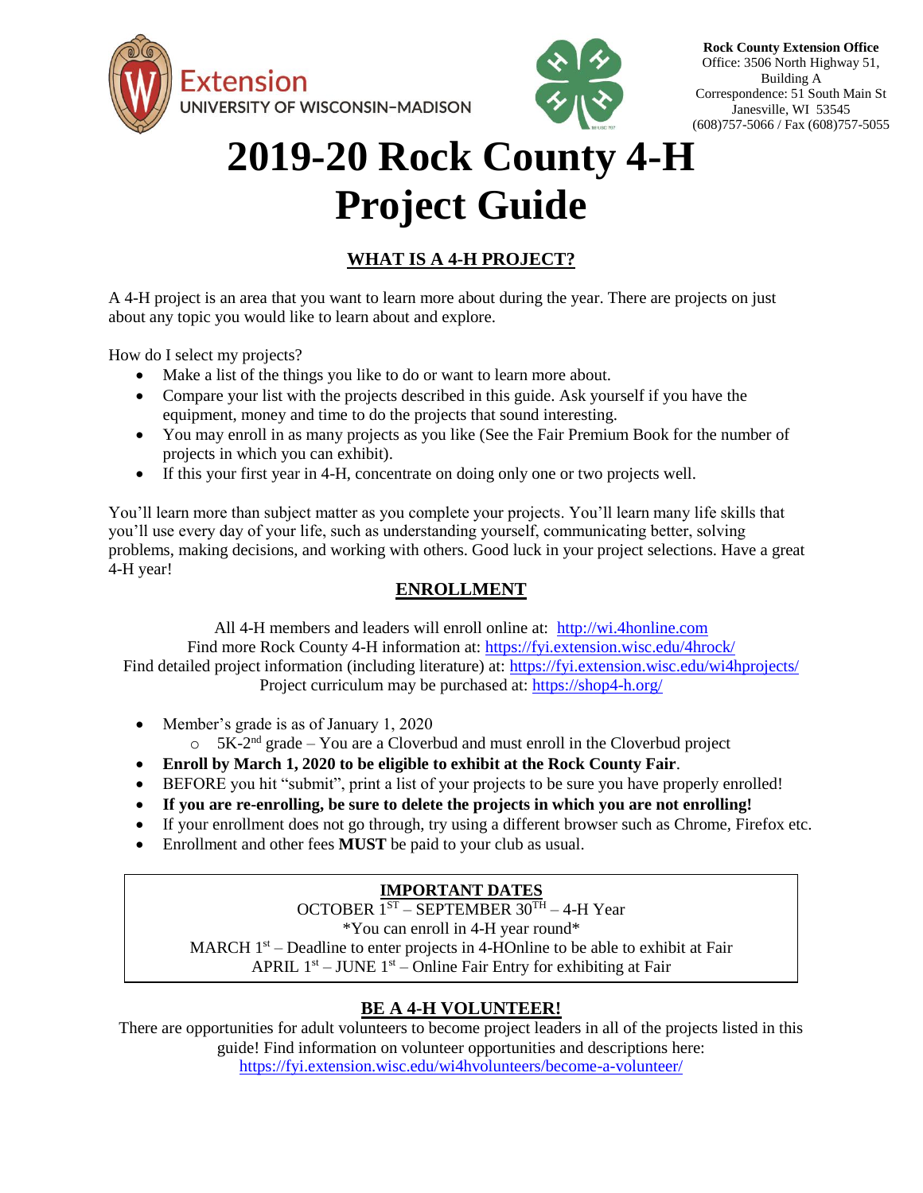Extension
UNIVERSITY OF WISCONSIN-MADISON

**Rock County Extension Office**
Office: 3506 North Highway 51, Building A
Correspondence: 51 South Main St
Janesville, WI 53545
(608)757-5066 / Fax (608)757-5055

# 2019-20 Rock County 4-H Project Guide

## WHAT IS A 4-H PROJECT?

A 4-H project is an area that you want to learn more about during the year. There are projects on just about any topic you would like to learn about and explore.

How do I select my projects?

- Make a list of the things you like to do or want to learn more about.
- Compare your list with the projects described in this guide. Ask yourself if you have the equipment, money and time to do the projects that sound interesting.
- You may enroll in as many projects as you like (See the Fair Premium Book for the number of projects in which you can exhibit).
- If this your first year in 4-H, concentrate on doing only one or two projects well.

You'll learn more than subject matter as you complete your projects. You'll learn many life skills that you'll use every day of your life, such as understanding yourself, communicating better, solving problems, making decisions, and working with others. Good luck in your project selections. Have a great 4-H year!

## ENROLLMENT

All 4-H members and leaders will enroll online at: http://wi.4honline.com
Find more Rock County 4-H information at: https://fyi.extension.wisc.edu/4hrock/
Find detailed project information (including literature) at: https://fyi.extension.wisc.edu/wi4hprojects/
Project curriculum may be purchased at: https://shop4-h.org/

- Member's grade is as of January 1, 2020
  - 5K-2nd grade – You are a Cloverbud and must enroll in the Cloverbud project
- **Enroll by March 1, 2020 to be eligible to exhibit at the Rock County Fair**.
- BEFORE you hit "submit", print a list of your projects to be sure you have properly enrolled!
- **If you are re-enrolling, be sure to delete the projects in which you are not enrolling!**
- If your enrollment does not go through, try using a different browser such as Chrome, Firefox etc.
- Enrollment and other fees **MUST** be paid to your club as usual.

## IMPORTANT DATES

OCTOBER 1ST – SEPTEMBER 30TH – 4-H Year
*You can enroll in 4-H year round*
MARCH 1st – Deadline to enter projects in 4-HOnline to be able to exhibit at Fair
APRIL 1st – JUNE 1st – Online Fair Entry for exhibiting at Fair

## BE A 4-H VOLUNTEER!

There are opportunities for adult volunteers to become project leaders in all of the projects listed in this guide! Find information on volunteer opportunities and descriptions here:
https://fyi.extension.wisc.edu/wi4hvolunteers/become-a-volunteer/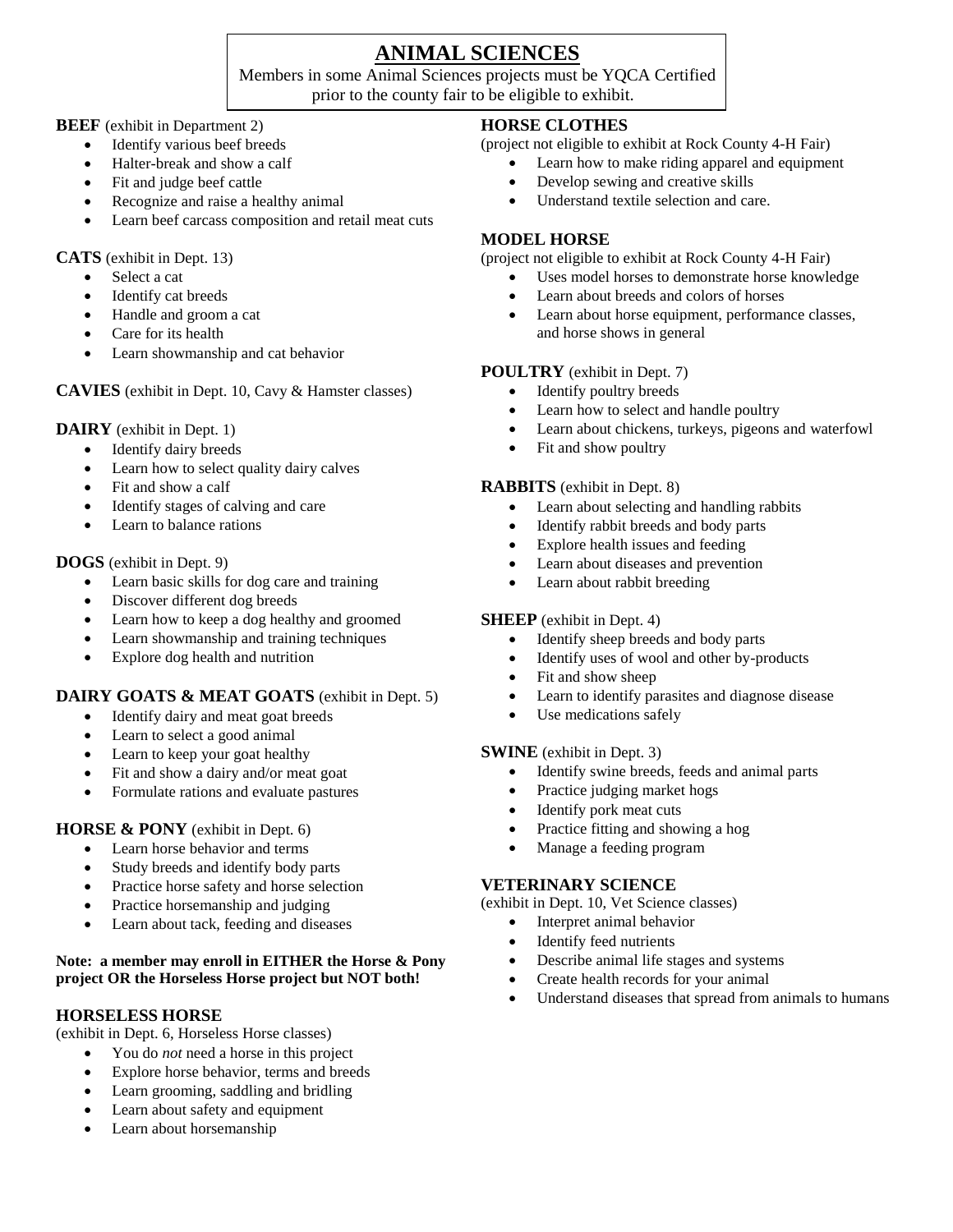# ANIMAL SCIENCES

Members in some Animal Sciences projects must be YQCA Certified prior to the county fair to be eligible to exhibit.

**BEEF** (exhibit in Department 2)

- Identify various beef breeds
- Halter-break and show a calf
- Fit and judge beef cattle
- Recognize and raise a healthy animal
- Learn beef carcass composition and retail meat cuts

**CATS** (exhibit in Dept. 13)

- Select a cat
- Identify cat breeds
- Handle and groom a cat
- Care for its health
- Learn showmanship and cat behavior

**CAVIES** (exhibit in Dept. 10, Cavy & Hamster classes)

**DAIRY** (exhibit in Dept. 1)

- Identify dairy breeds
- Learn how to select quality dairy calves
- Fit and show a calf
- Identify stages of calving and care
- Learn to balance rations

**DOGS** (exhibit in Dept. 9)

- Learn basic skills for dog care and training
- Discover different dog breeds
- Learn how to keep a dog healthy and groomed
- Learn showmanship and training techniques
- Explore dog health and nutrition

**DAIRY GOATS & MEAT GOATS** (exhibit in Dept. 5)

- Identify dairy and meat goat breeds
- Learn to select a good animal
- Learn to keep your goat healthy
- Fit and show a dairy and/or meat goat
- Formulate rations and evaluate pastures

**HORSE & PONY** (exhibit in Dept. 6)

- Learn horse behavior and terms
- Study breeds and identify body parts
- Practice horse safety and horse selection
- Practice horsemanship and judging
- Learn about tack, feeding and diseases

**Note: a member may enroll in EITHER the Horse & Pony project OR the Horseless Horse project but NOT both!**

**HORSELESS HORSE**

(exhibit in Dept. 6, Horseless Horse classes)

- You do *not* need a horse in this project
- Explore horse behavior, terms and breeds
- Learn grooming, saddling and bridling
- Learn about safety and equipment
- Learn about horsemanship

**HORSE CLOTHES**

(project not eligible to exhibit at Rock County 4-H Fair)

- Learn how to make riding apparel and equipment
- Develop sewing and creative skills
- Understand textile selection and care.

**MODEL HORSE**

(project not eligible to exhibit at Rock County 4-H Fair)

- Uses model horses to demonstrate horse knowledge
- Learn about breeds and colors of horses
- Learn about horse equipment, performance classes, and horse shows in general

**POULTRY** (exhibit in Dept. 7)

- Identify poultry breeds
- Learn how to select and handle poultry
- Learn about chickens, turkeys, pigeons and waterfowl
- Fit and show poultry

**RABBITS** (exhibit in Dept. 8)

- Learn about selecting and handling rabbits
- Identify rabbit breeds and body parts
- Explore health issues and feeding
- Learn about diseases and prevention
- Learn about rabbit breeding

**SHEEP** (exhibit in Dept. 4)

- Identify sheep breeds and body parts
- Identify uses of wool and other by-products
- Fit and show sheep
- Learn to identify parasites and diagnose disease
- Use medications safely

**SWINE** (exhibit in Dept. 3)

- Identify swine breeds, feeds and animal parts
- Practice judging market hogs
- Identify pork meat cuts
- Practice fitting and showing a hog
- Manage a feeding program

**VETERINARY SCIENCE**

(exhibit in Dept. 10, Vet Science classes)

- Interpret animal behavior
- Identify feed nutrients
- Describe animal life stages and systems
- Create health records for your animal
- Understand diseases that spread from animals to humans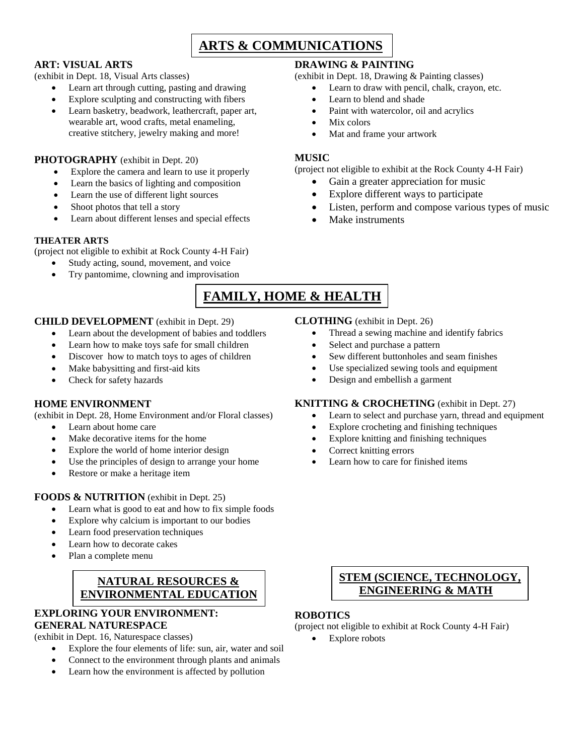# ARTS & COMMUNICATIONS

### ART: VISUAL ARTS

(exhibit in Dept. 18, Visual Arts classes)

- Learn art through cutting, pasting and drawing
- Explore sculpting and constructing with fibers
- Learn basketry, beadwork, leathercraft, paper art, wearable art, wood crafts, metal enameling, creative stitchery, jewelry making and more!

### PHOTOGRAPHY (exhibit in Dept. 20)

- Explore the camera and learn to use it properly
- Learn the basics of lighting and composition
- Learn the use of different light sources
- Shoot photos that tell a story
- Learn about different lenses and special effects

### THEATER ARTS

(project not eligible to exhibit at Rock County 4-H Fair)

- Study acting, sound, movement, and voice
- Try pantomime, clowning and improvisation

### DRAWING & PAINTING

(exhibit in Dept. 18, Drawing & Painting classes)

- Learn to draw with pencil, chalk, crayon, etc.
- Learn to blend and shade
- Paint with watercolor, oil and acrylics
- Mix colors
- Mat and frame your artwork

### MUSIC

(project not eligible to exhibit at the Rock County 4-H Fair)

- Gain a greater appreciation for music
- Explore different ways to participate
- Listen, perform and compose various types of music
- Make instruments

# FAMILY, HOME & HEALTH

### CHILD DEVELOPMENT (exhibit in Dept. 29)

- Learn about the development of babies and toddlers
- Learn how to make toys safe for small children
- Discover how to match toys to ages of children
- Make babysitting and first-aid kits
- Check for safety hazards

### HOME ENVIRONMENT

(exhibit in Dept. 28, Home Environment and/or Floral classes)

- Learn about home care
- Make decorative items for the home
- Explore the world of home interior design
- Use the principles of design to arrange your home
- Restore or make a heritage item

### FOODS & NUTRITION (exhibit in Dept. 25)

- Learn what is good to eat and how to fix simple foods
- Explore why calcium is important to our bodies
- Learn food preservation techniques
- Learn how to decorate cakes
- Plan a complete menu

### CLOTHING (exhibit in Dept. 26)

- Thread a sewing machine and identify fabrics
- Select and purchase a pattern
- Sew different buttonholes and seam finishes
- Use specialized sewing tools and equipment
- Design and embellish a garment

### KNITTING & CROCHETING (exhibit in Dept. 27)

- Learn to select and purchase yarn, thread and equipment
- Explore crocheting and finishing techniques
- Explore knitting and finishing techniques
- Correct knitting errors
- Learn how to care for finished items

# NATURAL RESOURCES & ENVIRONMENTAL EDUCATION

### EXPLORING YOUR ENVIRONMENT: GENERAL NATURESPACE

(exhibit in Dept. 16, Naturespace classes)

- Explore the four elements of life: sun, air, water and soil
- Connect to the environment through plants and animals
- Learn how the environment is affected by pollution

# STEM (SCIENCE, TECHNOLOGY, ENGINEERING & MATH

### ROBOTICS

(project not eligible to exhibit at Rock County 4-H Fair)

- Explore robots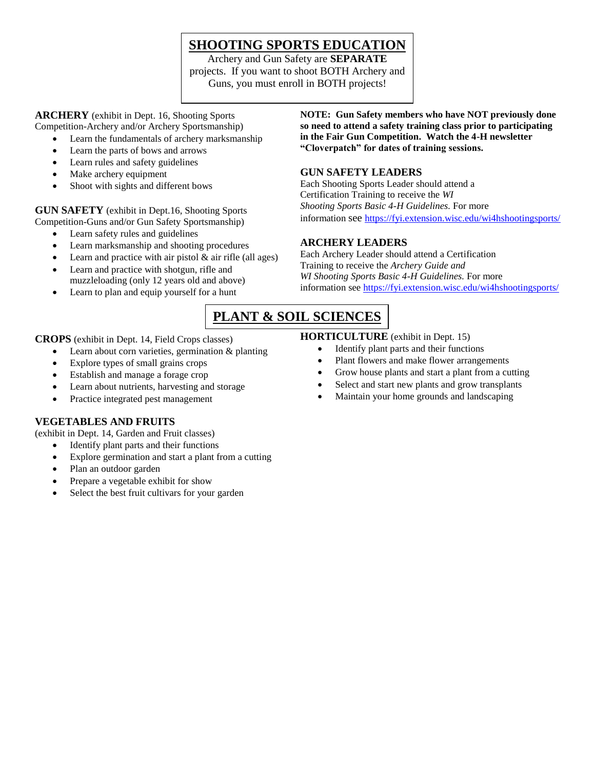# SHOOTING SPORTS EDUCATION

Archery and Gun Safety are **SEPARATE** projects. If you want to shoot BOTH Archery and Guns, you must enroll in BOTH projects!

**ARCHERY** (exhibit in Dept. 16, Shooting Sports Competition-Archery and/or Archery Sportsmanship)

- Learn the fundamentals of archery marksmanship
- Learn the parts of bows and arrows
- Learn rules and safety guidelines
- Make archery equipment
- Shoot with sights and different bows

**GUN SAFETY** (exhibit in Dept.16, Shooting Sports Competition-Guns and/or Gun Safety Sportsmanship)

- Learn safety rules and guidelines
- Learn marksmanship and shooting procedures
- Learn and practice with air pistol & air rifle (all ages)
- Learn and practice with shotgun, rifle and muzzleloading (only 12 years old and above)
- Learn to plan and equip yourself for a hunt

**NOTE: Gun Safety members who have NOT previously done so need to attend a safety training class prior to participating in the Fair Gun Competition. Watch the 4-H newsletter "Cloverpatch" for dates of training sessions.**

**GUN SAFETY LEADERS**

Each Shooting Sports Leader should attend a Certification Training to receive the *WI Shooting Sports Basic 4-H Guidelines.* For more information see https://fyi.extension.wisc.edu/wi4hshootingsports/

**ARCHERY LEADERS**

Each Archery Leader should attend a Certification Training to receive the *Archery Guide and WI Shooting Sports Basic 4-H Guidelines.* For more information see https://fyi.extension.wisc.edu/wi4hshootingsports/

# PLANT & SOIL SCIENCES

**CROPS** (exhibit in Dept. 14, Field Crops classes)

- Learn about corn varieties, germination & planting
- Explore types of small grains crops
- Establish and manage a forage crop
- Learn about nutrients, harvesting and storage
- Practice integrated pest management

**VEGETABLES AND FRUITS**
(exhibit in Dept. 14, Garden and Fruit classes)

- Identify plant parts and their functions
- Explore germination and start a plant from a cutting
- Plan an outdoor garden
- Prepare a vegetable exhibit for show
- Select the best fruit cultivars for your garden

**HORTICULTURE** (exhibit in Dept. 15)

- Identify plant parts and their functions
- Plant flowers and make flower arrangements
- Grow house plants and start a plant from a cutting
- Select and start new plants and grow transplants
- Maintain your home grounds and landscaping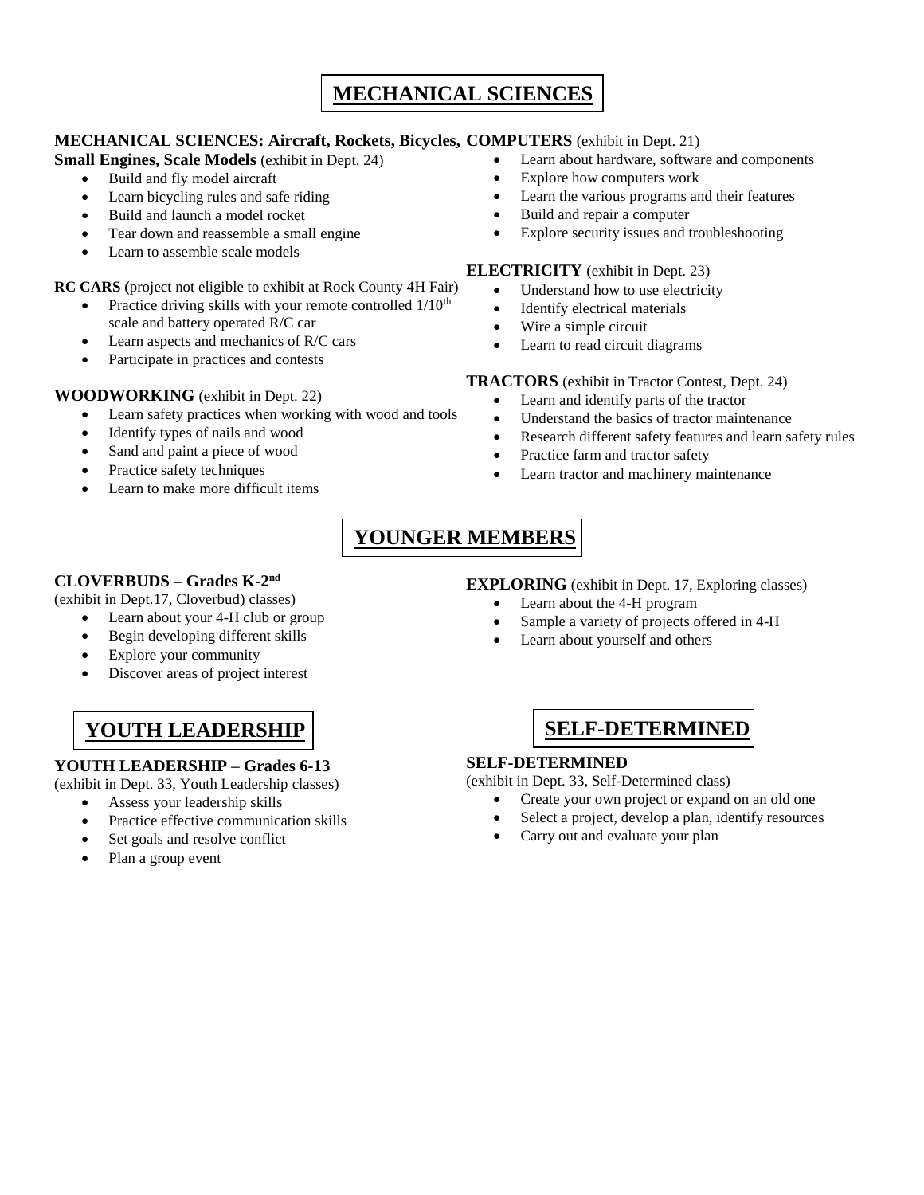# MECHANICAL SCIENCES

**MECHANICAL SCIENCES: Aircraft, Rockets, Bicycles, Small Engines, Scale Models** (exhibit in Dept. 24)

- Build and fly model aircraft
- Learn bicycling rules and safe riding
- Build and launch a model rocket
- Tear down and reassemble a small engine
- Learn to assemble scale models

**RC CARS (**project not eligible to exhibit at Rock County 4H Fair)

- Practice driving skills with your remote controlled 1/10th scale and battery operated R/C car
- Learn aspects and mechanics of R/C cars
- Participate in practices and contests

**WOODWORKING** (exhibit in Dept. 22)

- Learn safety practices when working with wood and tools
- Identify types of nails and wood
- Sand and paint a piece of wood
- Practice safety techniques
- Learn to make more difficult items

**COMPUTERS** (exhibit in Dept. 21)

- Learn about hardware, software and components
- Explore how computers work
- Learn the various programs and their features
- Build and repair a computer
- Explore security issues and troubleshooting

**ELECTRICITY** (exhibit in Dept. 23)

- Understand how to use electricity
- Identify electrical materials
- Wire a simple circuit
- Learn to read circuit diagrams

**TRACTORS** (exhibit in Tractor Contest, Dept. 24)

- Learn and identify parts of the tractor
- Understand the basics of tractor maintenance
- Research different safety features and learn safety rules
- Practice farm and tractor safety
- Learn tractor and machinery maintenance

# YOUNGER MEMBERS

**CLOVERBUDS – Grades K-2nd**
(exhibit in Dept.17, Cloverbud) classes)

- Learn about your 4-H club or group
- Begin developing different skills
- Explore your community
- Discover areas of project interest

**EXPLORING** (exhibit in Dept. 17, Exploring classes)

- Learn about the 4-H program
- Sample a variety of projects offered in 4-H
- Learn about yourself and others

# YOUTH LEADERSHIP

**YOUTH LEADERSHIP – Grades 6-13**
(exhibit in Dept. 33, Youth Leadership classes)

- Assess your leadership skills
- Practice effective communication skills
- Set goals and resolve conflict
- Plan a group event

# SELF-DETERMINED

**SELF-DETERMINED**
(exhibit in Dept. 33, Self-Determined class)

- Create your own project or expand on an old one
- Select a project, develop a plan, identify resources
- Carry out and evaluate your plan